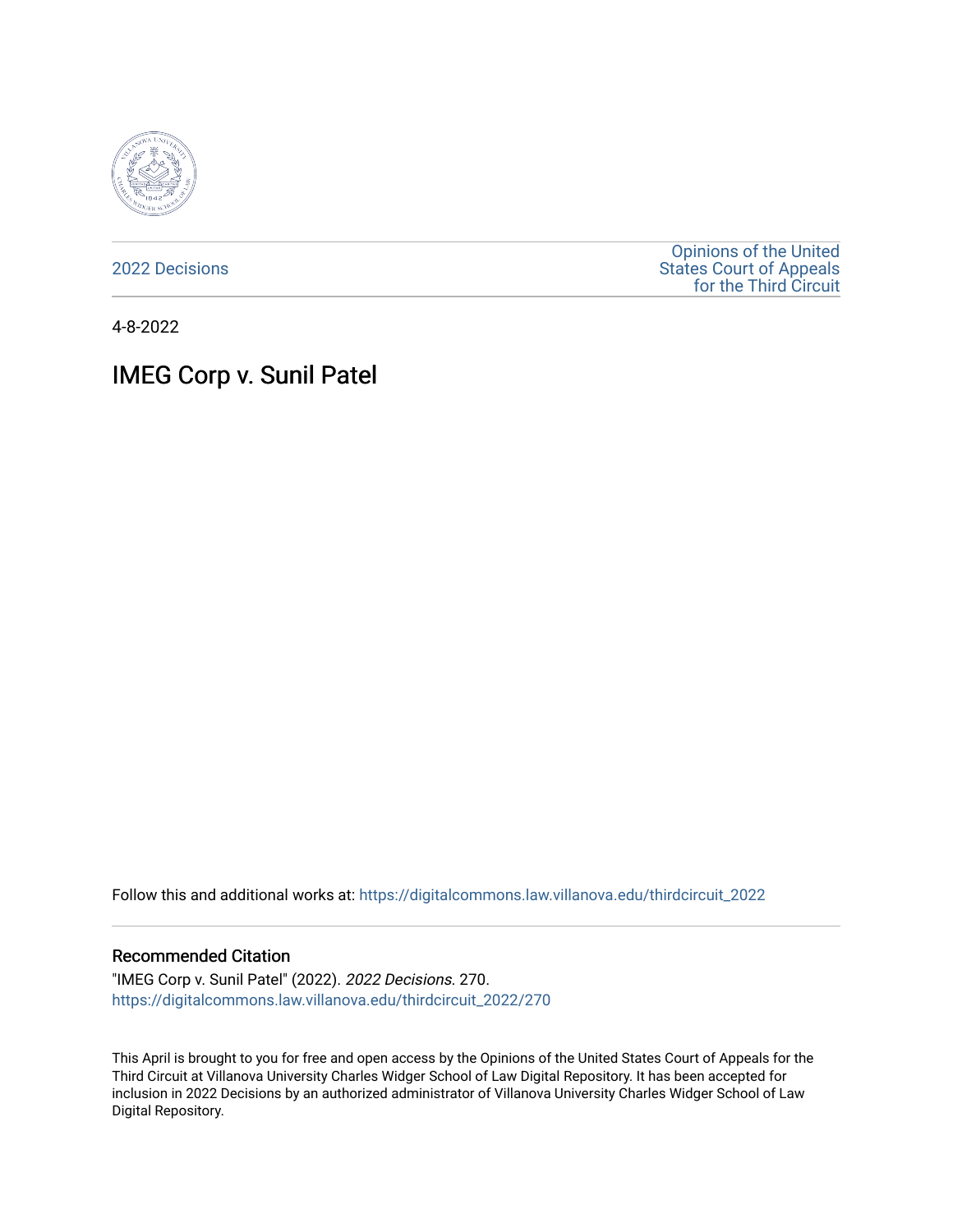2022 Decisions

Opinions of the United States Court of Appeals for the Third Circuit

4-8-2022

# IMEG Corp v. Sunil Patel

Follow this and additional works at: https://digitalcommons.law.villanova.edu/thirdcircuit_2022

### Recommended Citation

"IMEG Corp v. Sunil Patel" (2022). *2022 Decisions*. 270.
https://digitalcommons.law.villanova.edu/thirdcircuit_2022/270

This April is brought to you for free and open access by the Opinions of the United States Court of Appeals for the Third Circuit at Villanova University Charles Widger School of Law Digital Repository. It has been accepted for inclusion in 2022 Decisions by an authorized administrator of Villanova University Charles Widger School of Law Digital Repository.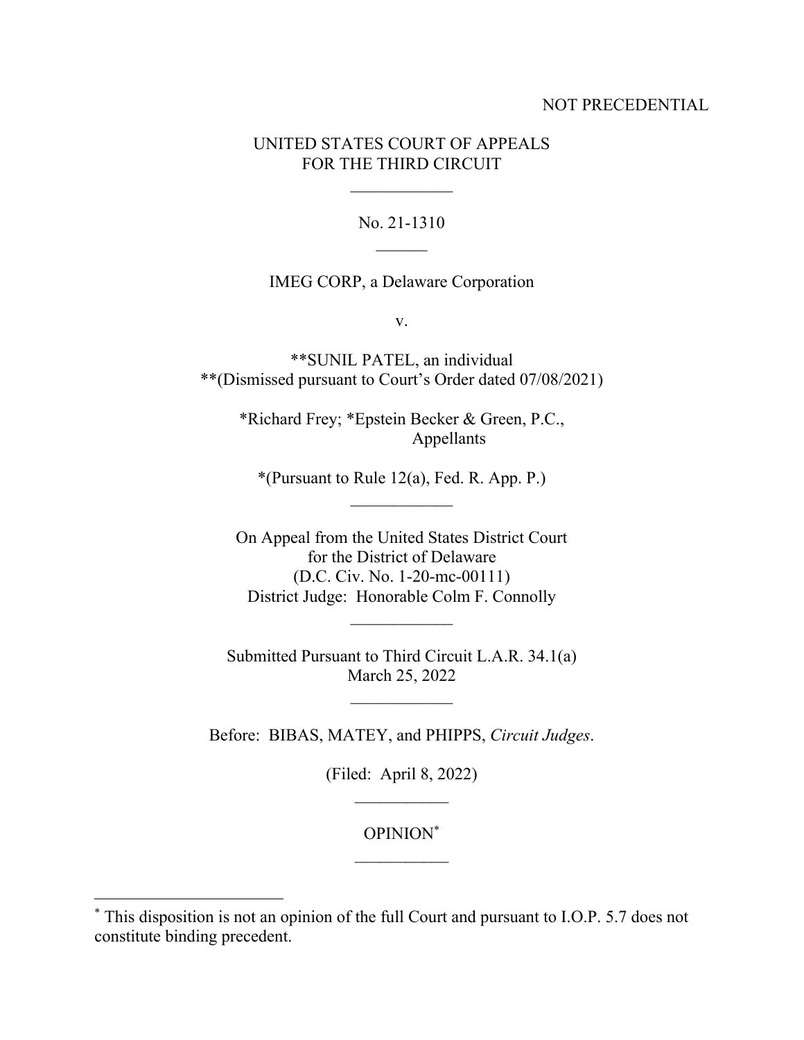NOT PRECEDENTIAL

UNITED STATES COURT OF APPEALS
FOR THE THIRD CIRCUIT

\_\_\_\_\_\_\_\_\_\_\_\_

No. 21-1310

\_\_\_\_\_\_

IMEG CORP, a Delaware Corporation

v.

**SUNIL PATEL, an individual
**(Dismissed pursuant to Court's Order dated 07/08/2021)

*Richard Frey; *Epstein Becker & Green, P.C.,
Appellants

*(Pursuant to Rule 12(a), Fed. R. App. P.)

\_\_\_\_\_\_\_\_\_\_\_\_

On Appeal from the United States District Court
for the District of Delaware
(D.C. Civ. No. 1-20-mc-00111)
District Judge: Honorable Colm F. Connolly

\_\_\_\_\_\_\_\_\_\_\_\_

Submitted Pursuant to Third Circuit L.A.R. 34.1(a)
March 25, 2022

\_\_\_\_\_\_\_\_\_\_\_\_

Before: BIBAS, MATEY, and PHIPPS, *Circuit Judges*.

(Filed: April 8, 2022)

\_\_\_\_\_\_\_\_\_\_\_

OPINION[*]

\_\_\_\_\_\_\_\_\_\_\_

[*] This disposition is not an opinion of the full Court and pursuant to I.O.P. 5.7 does not constitute binding precedent.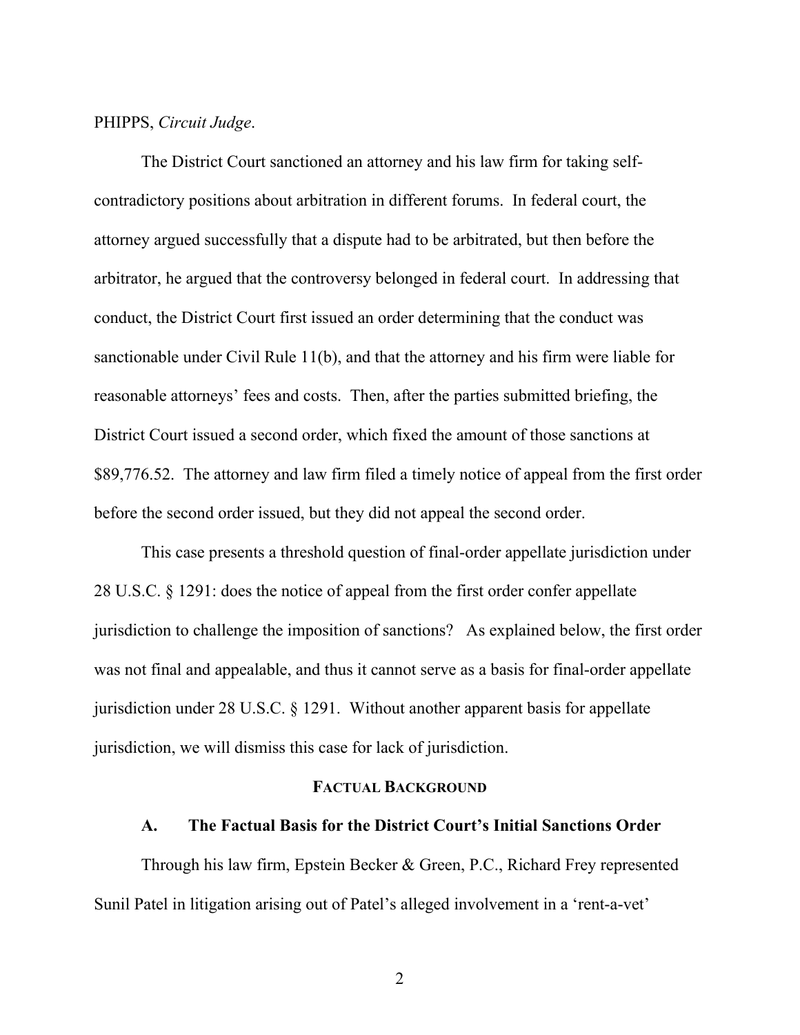PHIPPS, *Circuit Judge*.

The District Court sanctioned an attorney and his law firm for taking self-contradictory positions about arbitration in different forums. In federal court, the attorney argued successfully that a dispute had to be arbitrated, but then before the arbitrator, he argued that the controversy belonged in federal court. In addressing that conduct, the District Court first issued an order determining that the conduct was sanctionable under Civil Rule 11(b), and that the attorney and his firm were liable for reasonable attorneys' fees and costs. Then, after the parties submitted briefing, the District Court issued a second order, which fixed the amount of those sanctions at $89,776.52. The attorney and law firm filed a timely notice of appeal from the first order before the second order issued, but they did not appeal the second order.

This case presents a threshold question of final-order appellate jurisdiction under 28 U.S.C. § 1291: does the notice of appeal from the first order confer appellate jurisdiction to challenge the imposition of sanctions? As explained below, the first order was not final and appealable, and thus it cannot serve as a basis for final-order appellate jurisdiction under 28 U.S.C. § 1291. Without another apparent basis for appellate jurisdiction, we will dismiss this case for lack of jurisdiction.

## FACTUAL BACKGROUND

### A. The Factual Basis for the District Court's Initial Sanctions Order

Through his law firm, Epstein Becker & Green, P.C., Richard Frey represented Sunil Patel in litigation arising out of Patel's alleged involvement in a 'rent-a-vet'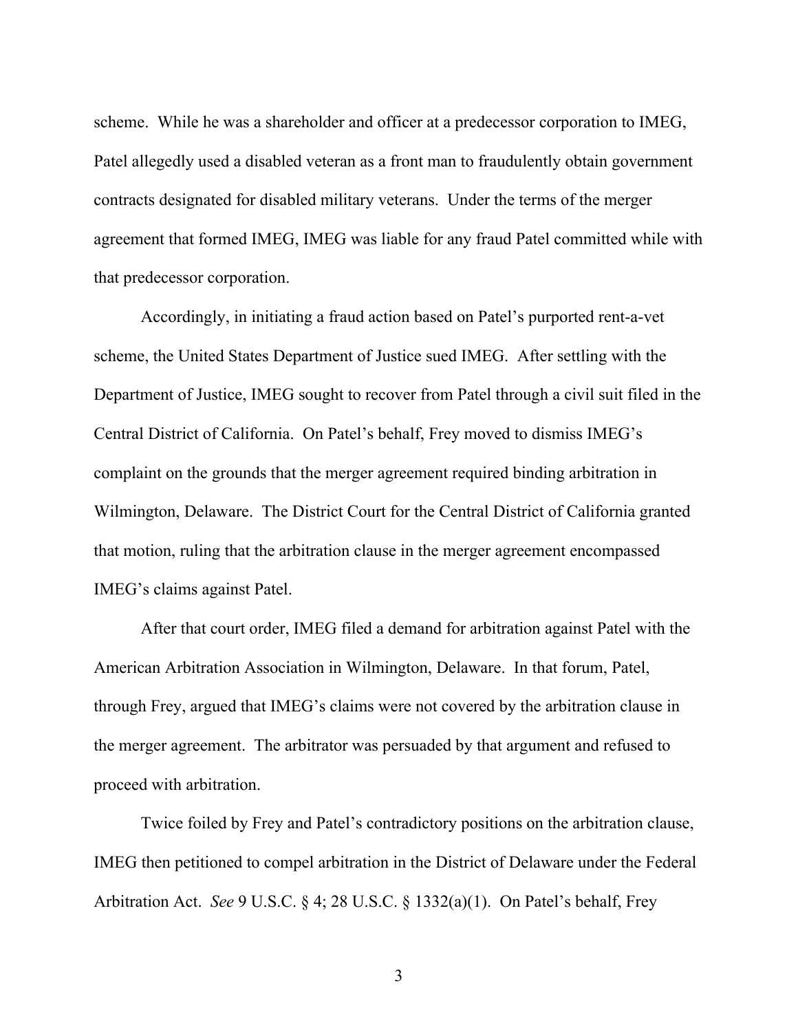scheme. While he was a shareholder and officer at a predecessor corporation to IMEG, Patel allegedly used a disabled veteran as a front man to fraudulently obtain government contracts designated for disabled military veterans. Under the terms of the merger agreement that formed IMEG, IMEG was liable for any fraud Patel committed while with that predecessor corporation.

Accordingly, in initiating a fraud action based on Patel's purported rent-a-vet scheme, the United States Department of Justice sued IMEG. After settling with the Department of Justice, IMEG sought to recover from Patel through a civil suit filed in the Central District of California. On Patel's behalf, Frey moved to dismiss IMEG's complaint on the grounds that the merger agreement required binding arbitration in Wilmington, Delaware. The District Court for the Central District of California granted that motion, ruling that the arbitration clause in the merger agreement encompassed IMEG's claims against Patel.

After that court order, IMEG filed a demand for arbitration against Patel with the American Arbitration Association in Wilmington, Delaware. In that forum, Patel, through Frey, argued that IMEG's claims were not covered by the arbitration clause in the merger agreement. The arbitrator was persuaded by that argument and refused to proceed with arbitration.

Twice foiled by Frey and Patel's contradictory positions on the arbitration clause, IMEG then petitioned to compel arbitration in the District of Delaware under the Federal Arbitration Act. *See* 9 U.S.C. § 4; 28 U.S.C. § 1332(a)(1). On Patel's behalf, Frey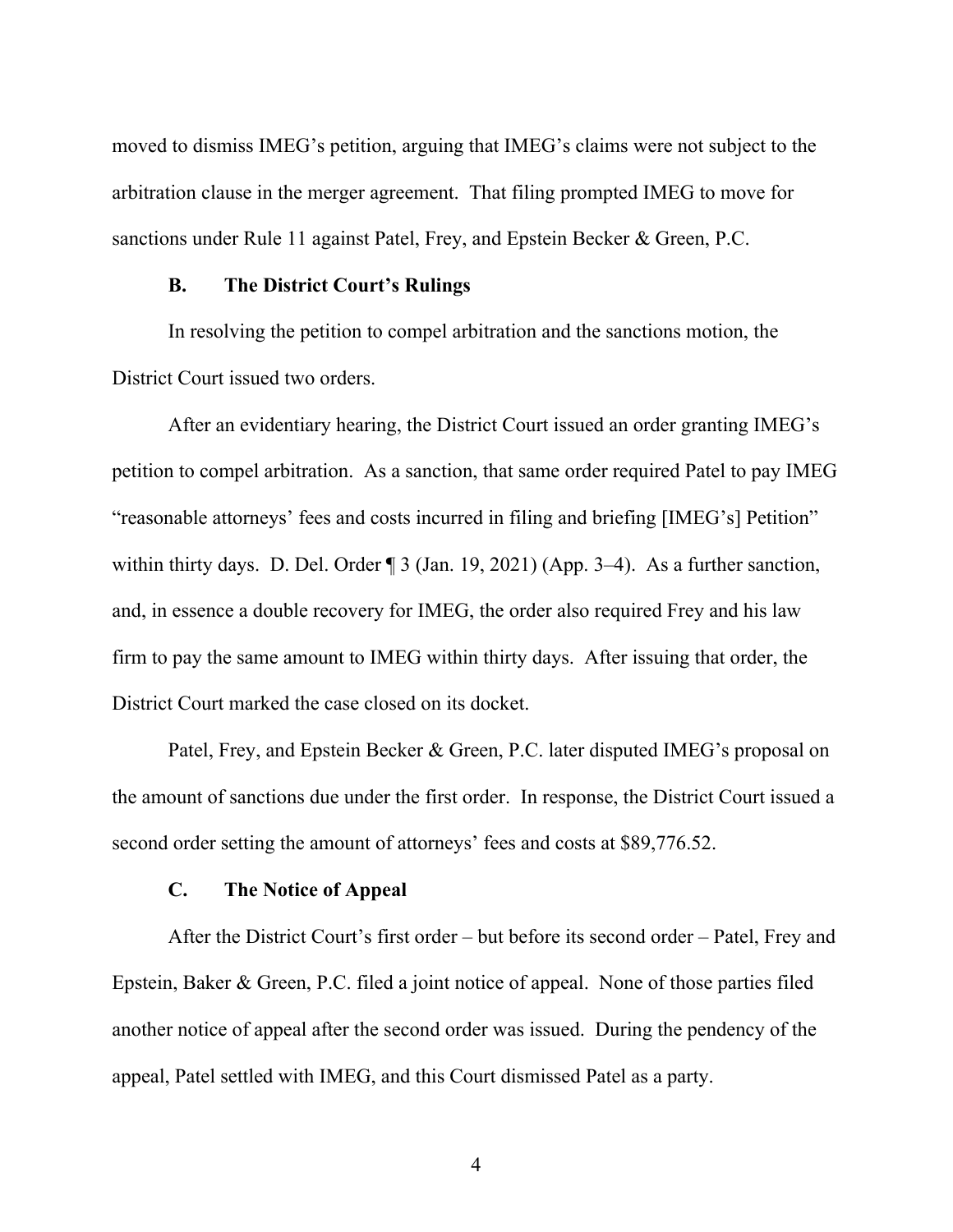moved to dismiss IMEG's petition, arguing that IMEG's claims were not subject to the arbitration clause in the merger agreement. That filing prompted IMEG to move for sanctions under Rule 11 against Patel, Frey, and Epstein Becker & Green, P.C.

### B. The District Court's Rulings

In resolving the petition to compel arbitration and the sanctions motion, the District Court issued two orders.

After an evidentiary hearing, the District Court issued an order granting IMEG's petition to compel arbitration. As a sanction, that same order required Patel to pay IMEG "reasonable attorneys' fees and costs incurred in filing and briefing [IMEG's] Petition" within thirty days. D. Del. Order ¶ 3 (Jan. 19, 2021) (App. 3–4). As a further sanction, and, in essence a double recovery for IMEG, the order also required Frey and his law firm to pay the same amount to IMEG within thirty days. After issuing that order, the District Court marked the case closed on its docket.

Patel, Frey, and Epstein Becker & Green, P.C. later disputed IMEG's proposal on the amount of sanctions due under the first order. In response, the District Court issued a second order setting the amount of attorneys' fees and costs at $89,776.52.

### C. The Notice of Appeal

After the District Court's first order – but before its second order – Patel, Frey and Epstein, Baker & Green, P.C. filed a joint notice of appeal. None of those parties filed another notice of appeal after the second order was issued. During the pendency of the appeal, Patel settled with IMEG, and this Court dismissed Patel as a party.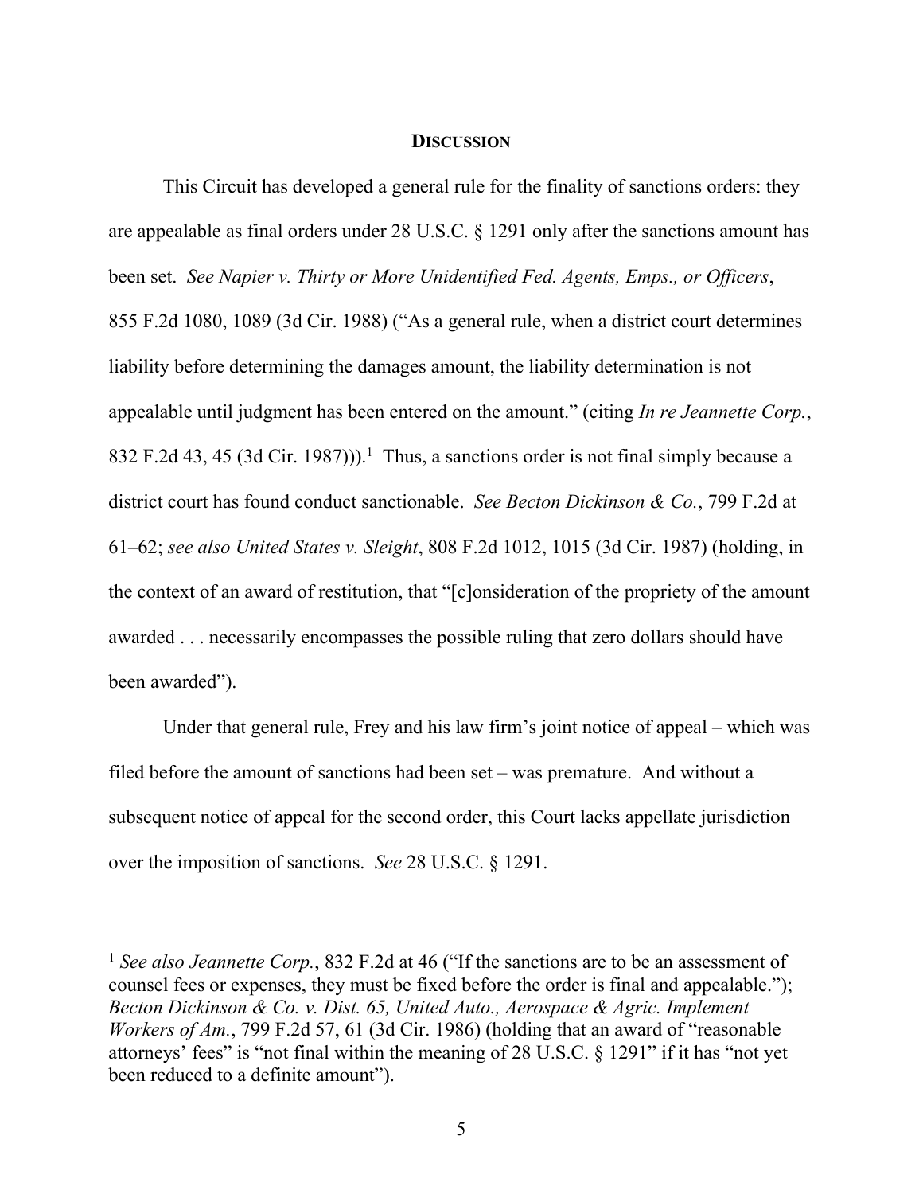## **DISCUSSION**

This Circuit has developed a general rule for the finality of sanctions orders: they are appealable as final orders under 28 U.S.C. § 1291 only after the sanctions amount has been set. *See Napier v. Thirty or More Unidentified Fed. Agents, Emps., or Officers*, 855 F.2d 1080, 1089 (3d Cir. 1988) ("As a general rule, when a district court determines liability before determining the damages amount, the liability determination is not appealable until judgment has been entered on the amount." (citing *In re Jeannette Corp.*, 832 F.2d 43, 45 (3d Cir. 1987))).[1] Thus, a sanctions order is not final simply because a district court has found conduct sanctionable. *See Becton Dickinson & Co.*, 799 F.2d at 61–62; *see also United States v. Sleight*, 808 F.2d 1012, 1015 (3d Cir. 1987) (holding, in the context of an award of restitution, that "[c]onsideration of the propriety of the amount awarded . . . necessarily encompasses the possible ruling that zero dollars should have been awarded").

Under that general rule, Frey and his law firm's joint notice of appeal – which was filed before the amount of sanctions had been set – was premature. And without a subsequent notice of appeal for the second order, this Court lacks appellate jurisdiction over the imposition of sanctions. *See* 28 U.S.C. § 1291.

---

[1] *See also Jeannette Corp.*, 832 F.2d at 46 ("If the sanctions are to be an assessment of counsel fees or expenses, they must be fixed before the order is final and appealable."); *Becton Dickinson & Co. v. Dist. 65, United Auto., Aerospace & Agric. Implement Workers of Am.*, 799 F.2d 57, 61 (3d Cir. 1986) (holding that an award of "reasonable attorneys' fees" is "not final within the meaning of 28 U.S.C. § 1291" if it has "not yet been reduced to a definite amount").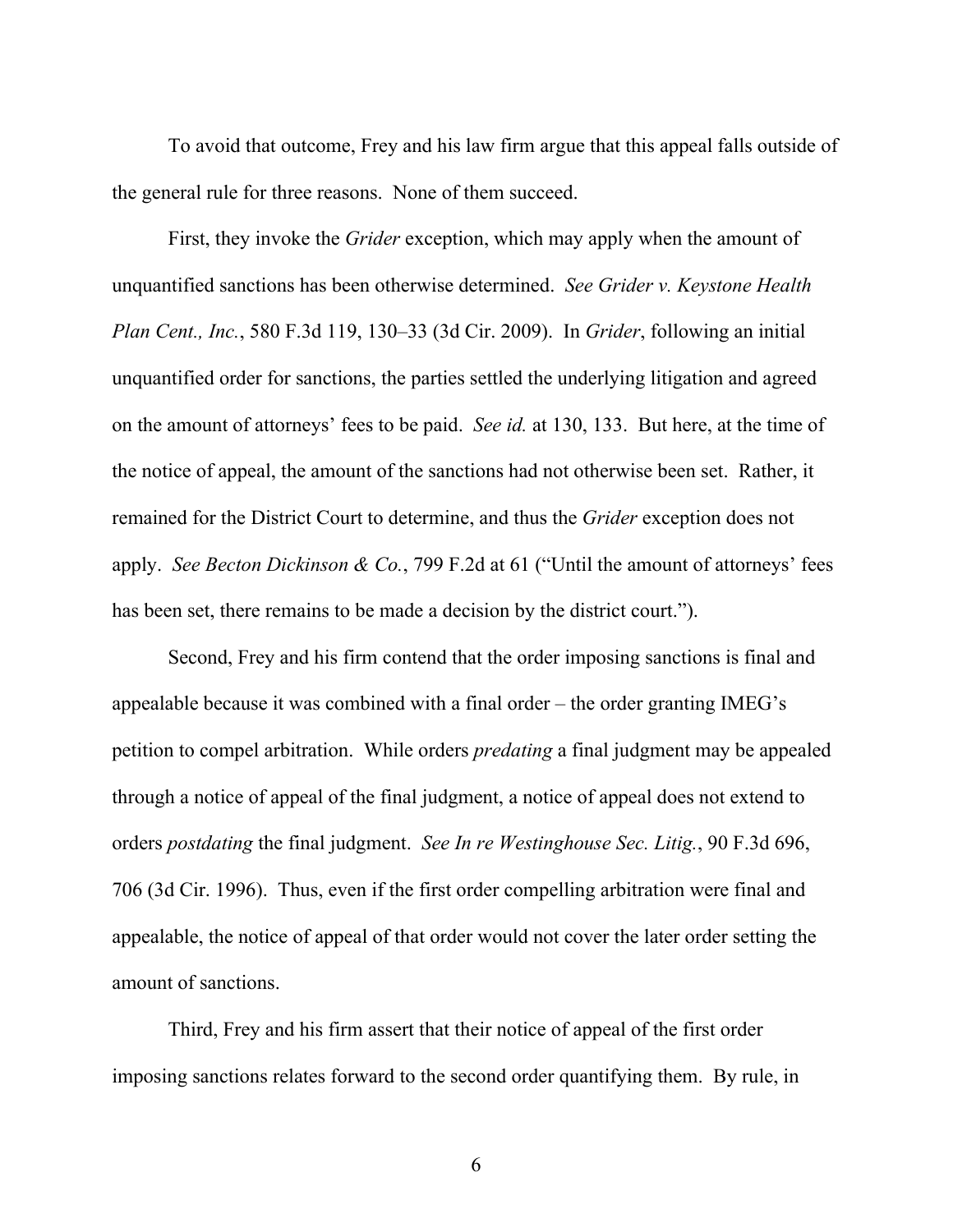To avoid that outcome, Frey and his law firm argue that this appeal falls outside of the general rule for three reasons. None of them succeed.

First, they invoke the *Grider* exception, which may apply when the amount of unquantified sanctions has been otherwise determined. *See Grider v. Keystone Health Plan Cent., Inc.*, 580 F.3d 119, 130–33 (3d Cir. 2009). In *Grider*, following an initial unquantified order for sanctions, the parties settled the underlying litigation and agreed on the amount of attorneys' fees to be paid. *See id.* at 130, 133. But here, at the time of the notice of appeal, the amount of the sanctions had not otherwise been set. Rather, it remained for the District Court to determine, and thus the *Grider* exception does not apply. *See Becton Dickinson & Co.*, 799 F.2d at 61 ("Until the amount of attorneys' fees has been set, there remains to be made a decision by the district court.").

Second, Frey and his firm contend that the order imposing sanctions is final and appealable because it was combined with a final order – the order granting IMEG's petition to compel arbitration. While orders *predating* a final judgment may be appealed through a notice of appeal of the final judgment, a notice of appeal does not extend to orders *postdating* the final judgment. *See In re Westinghouse Sec. Litig.*, 90 F.3d 696, 706 (3d Cir. 1996). Thus, even if the first order compelling arbitration were final and appealable, the notice of appeal of that order would not cover the later order setting the amount of sanctions.

Third, Frey and his firm assert that their notice of appeal of the first order imposing sanctions relates forward to the second order quantifying them. By rule, in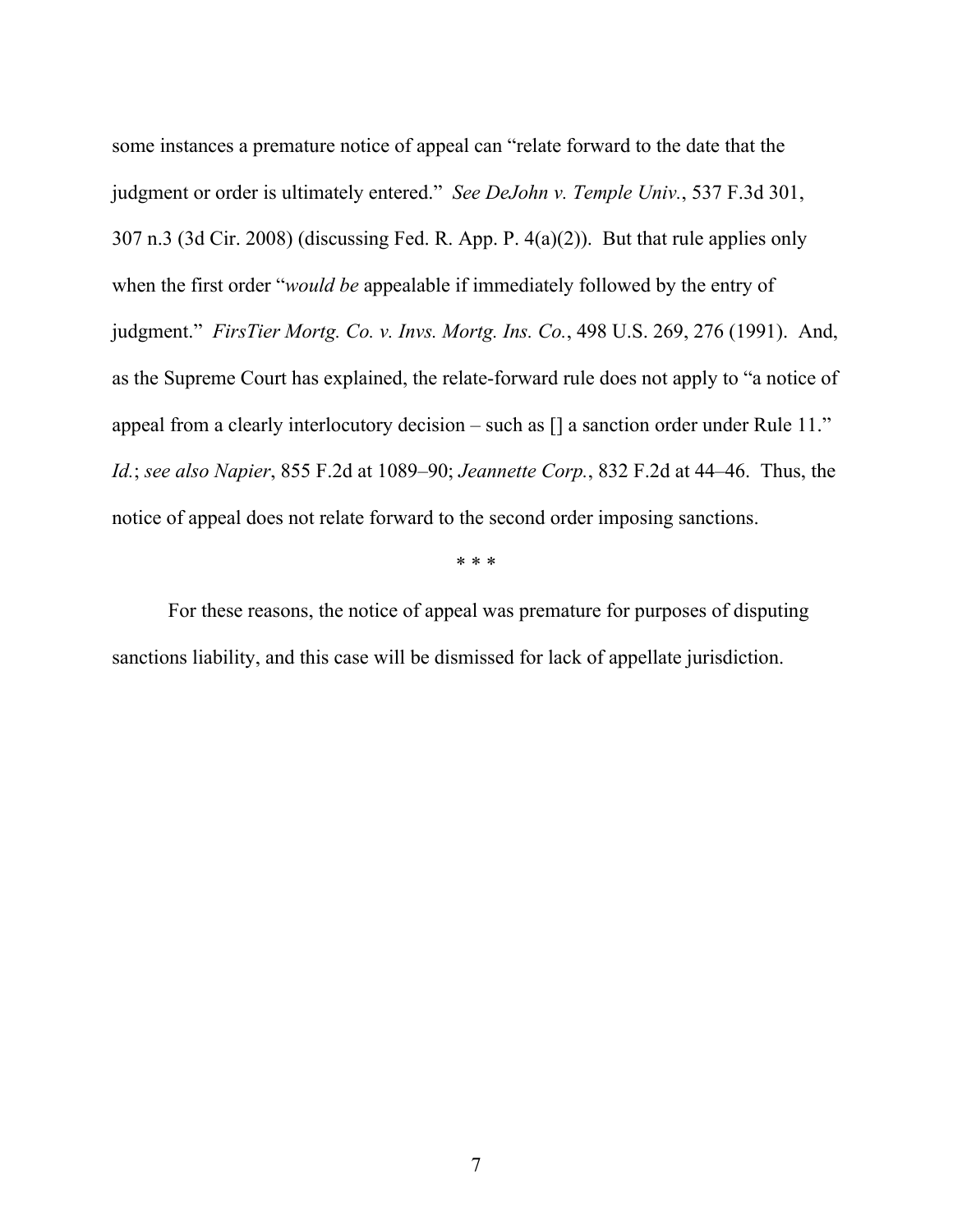some instances a premature notice of appeal can "relate forward to the date that the judgment or order is ultimately entered." *See DeJohn v. Temple Univ.*, 537 F.3d 301, 307 n.3 (3d Cir. 2008) (discussing Fed. R. App. P. 4(a)(2)). But that rule applies only when the first order "*would be* appealable if immediately followed by the entry of judgment." *FirsTier Mortg. Co. v. Invs. Mortg. Ins. Co.*, 498 U.S. 269, 276 (1991). And, as the Supreme Court has explained, the relate-forward rule does not apply to "a notice of appeal from a clearly interlocutory decision – such as [] a sanction order under Rule 11." *Id.*; *see also Napier*, 855 F.2d at 1089–90; *Jeannette Corp.*, 832 F.2d at 44–46. Thus, the notice of appeal does not relate forward to the second order imposing sanctions.

\* \* \*

For these reasons, the notice of appeal was premature for purposes of disputing sanctions liability, and this case will be dismissed for lack of appellate jurisdiction.